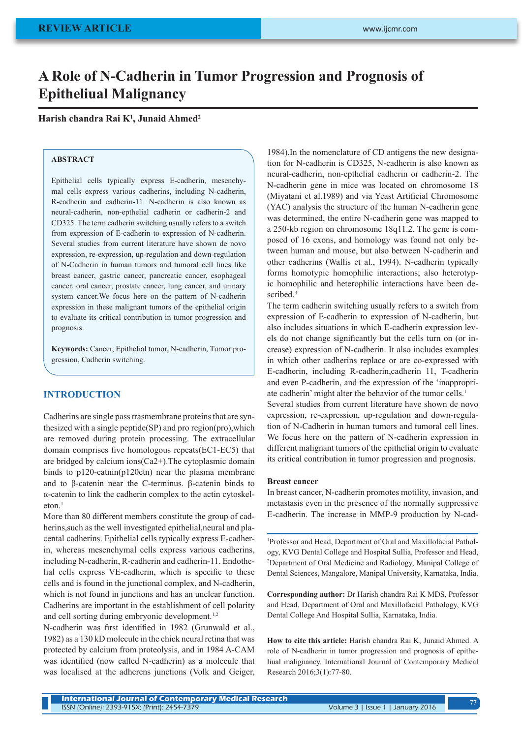REVIEW ARTICLE

# A Role of N-Cadherin in Tumor Progression and Prognosis of Epitheliual Malignancy

**Harish chandra Rai K[1], Junaid Ahmed[2]**

### ABSTRACT

Epithelial cells typically express E-cadherin, mesenchymal cells express various cadherins, including N-cadherin, R-cadherin and cadherin-11. N-cadherin is also known as neural-cadherin, non-epthelial cadherin or cadherin-2 and CD325. The term cadherin switching usually refers to a switch from expression of E-cadherin to expression of N-cadherin. Several studies from current literature have shown de novo expression, re-expression, up-regulation and down-regulation of N-Cadherin in human tumors and tumoral cell lines like breast cancer, gastric cancer, pancreatic cancer, esophageal cancer, oral cancer, prostate cancer, lung cancer, and urinary system cancer.We focus here on the pattern of N-cadherin expression in these malignant tumors of the epithelial origin to evaluate its critical contribution in tumor progression and prognosis.

**Keywords:** Cancer, Epithelial tumor, N-cadherin, Tumor progression, Cadherin switching.

## INTRODUCTION

Cadherins are single pass trasmembrane proteins that are synthesized with a single peptide(SP) and pro region(pro),which are removed during protein processing. The extracellular domain comprises five homologous repeats(EC1-EC5) that are bridged by calcium ions($Ca^{2+}$).The cytoplasmic domain binds to p120-catnin(p120ctn) near the plasma membrane and to β-catenin near the C-terminus. β-catenin binds to α-catenin to link the cadherin complex to the actin cytoskeleton.[1]

More than 80 different members constitute the group of cadherins,such as the well investigated epithelial,neural and placental cadherins. Epithelial cells typically express E-cadherin, whereas mesenchymal cells express various cadherins, including N-cadherin, R-cadherin and cadherin-11. Endothelial cells express VE-cadherin, which is specific to these cells and is found in the junctional complex, and N-cadherin, which is not found in junctions and has an unclear function. Cadherins are important in the establishment of cell polarity and cell sorting during embryonic development.[1,2]

N-cadherin was first identified in 1982 (Grunwald et al., 1982) as a 130 kD molecule in the chick neural retina that was protected by calcium from proteolysis, and in 1984 A-CAM was identified (now called N-cadherin) as a molecule that was localised at the adherens junctions (Volk and Geiger, 1984).In the nomenclature of CD antigens the new designation for N-cadherin is CD325, N-cadherin is also known as neural-cadherin, non-epthelial cadherin or cadherin-2. The N-cadherin gene in mice was located on chromosome 18 (Miyatani et al.1989) and via Yeast Artificial Chromosome (YAC) analysis the structure of the human N-cadherin gene was determined, the entire N-cadherin gene was mapped to a 250-kb region on chromosome 18q11.2. The gene is composed of 16 exons, and homology was found not only between human and mouse, but also between N-cadherin and other cadherins (Wallis et al., 1994). N-cadherin typically forms homotypic homophilic interactions; also heterotypic homophilic and heterophilic interactions have been described.[3]

The term cadherin switching usually refers to a switch from expression of E-cadherin to expression of N-cadherin, but also includes situations in which E-cadherin expression levels do not change significantly but the cells turn on (or increase) expression of N-cadherin. It also includes examples in which other cadherins replace or are co-expressed with E-cadherin, including R-cadherin,cadherin 11, T-cadherin and even P-cadherin, and the expression of the 'inappropriate cadherin' might alter the behavior of the tumor cells.[1]

Several studies from current literature have shown de novo expression, re-expression, up-regulation and down-regulation of N-Cadherin in human tumors and tumoral cell lines. We focus here on the pattern of N-cadherin expression in different malignant tumors of the epithelial origin to evaluate its critical contribution in tumor progression and prognosis.

### Breast cancer

In breast cancer, N-cadherin promotes motility, invasion, and metastasis even in the presence of the normally suppressive E-cadherin. The increase in MMP-9 production by N-cad-

[1]Professor and Head, Department of Oral and Maxillofacial Pathology, KVG Dental College and Hospital Sullia, Professor and Head, [2]Department of Oral Medicine and Radiology, Manipal College of Dental Sciences, Mangalore, Manipal University, Karnataka, India.

**Corresponding author:** Dr Harish chandra Rai K MDS, Professor and Head, Department of Oral and Maxillofacial Pathology, KVG Dental College And Hospital Sullia, Karnataka, India.

**How to cite this article:** Harish chandra Rai K, Junaid Ahmed. A role of N-cadherin in tumor progression and prognosis of epitheliual malignancy. International Journal of Contemporary Medical Research 2016;3(1):77-80.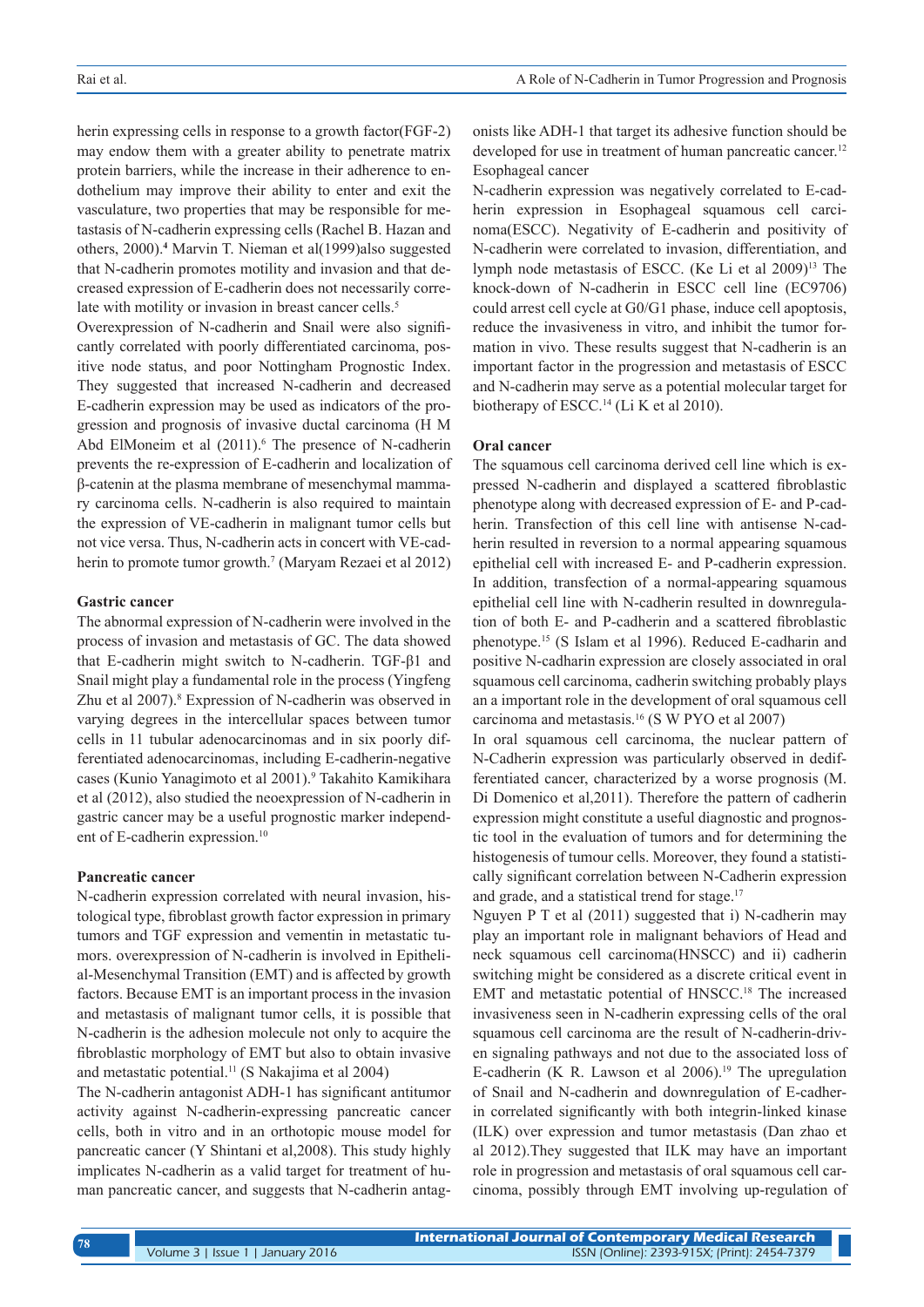herin expressing cells in response to a growth factor(FGF-2) may endow them with a greater ability to penetrate matrix protein barriers, while the increase in their adherence to endothelium may improve their ability to enter and exit the vasculature, two properties that may be responsible for metastasis of N-cadherin expressing cells (Rachel B. Hazan and others, 2000).[4] Marvin T. Nieman et al(1999)also suggested that N-cadherin promotes motility and invasion and that decreased expression of E-cadherin does not necessarily correlate with motility or invasion in breast cancer cells.[5]

Overexpression of N-cadherin and Snail were also significantly correlated with poorly differentiated carcinoma, positive node status, and poor Nottingham Prognostic Index. They suggested that increased N-cadherin and decreased E-cadherin expression may be used as indicators of the progression and prognosis of invasive ductal carcinoma (H M Abd ElMoneim et al (2011).[6] The presence of N-cadherin prevents the re-expression of E-cadherin and localization of β-catenin at the plasma membrane of mesenchymal mammary carcinoma cells. N-cadherin is also required to maintain the expression of VE-cadherin in malignant tumor cells but not vice versa. Thus, N-cadherin acts in concert with VE-cadherin to promote tumor growth.[7] (Maryam Rezaei et al 2012)

### Gastric cancer

The abnormal expression of N-cadherin were involved in the process of invasion and metastasis of GC. The data showed that E-cadherin might switch to N-cadherin. TGF-β1 and Snail might play a fundamental role in the process (Yingfeng Zhu et al 2007).[8] Expression of N-cadherin was observed in varying degrees in the intercellular spaces between tumor cells in 11 tubular adenocarcinomas and in six poorly differentiated adenocarcinomas, including E-cadherin-negative cases (Kunio Yanagimoto et al 2001).[9] Takahito Kamikihara et al (2012), also studied the neoexpression of N-cadherin in gastric cancer may be a useful prognostic marker independent of E-cadherin expression.[10]

### Pancreatic cancer

N-cadherin expression correlated with neural invasion, histological type, fibroblast growth factor expression in primary tumors and TGF expression and vementin in metastatic tumors. overexpression of N-cadherin is involved in Epithelial-Mesenchymal Transition (EMT) and is affected by growth factors. Because EMT is an important process in the invasion and metastasis of malignant tumor cells, it is possible that N-cadherin is the adhesion molecule not only to acquire the fibroblastic morphology of EMT but also to obtain invasive and metastatic potential.[11] (S Nakajima et al 2004)

The N-cadherin antagonist ADH-1 has significant antitumor activity against N-cadherin-expressing pancreatic cancer cells, both in vitro and in an orthotopic mouse model for pancreatic cancer (Y Shintani et al,2008). This study highly implicates N-cadherin as a valid target for treatment of human pancreatic cancer, and suggests that N-cadherin antagonists like ADH-1 that target its adhesive function should be developed for use in treatment of human pancreatic cancer.[12]

Esophageal cancer

N-cadherin expression was negatively correlated to E-cadherin expression in Esophageal squamous cell carcinoma(ESCC). Negativity of E-cadherin and positivity of N-cadherin were correlated to invasion, differentiation, and lymph node metastasis of ESCC. (Ke Li et al 2009)[13] The knock-down of N-cadherin in ESCC cell line (EC9706) could arrest cell cycle at G0/G1 phase, induce cell apoptosis, reduce the invasiveness in vitro, and inhibit the tumor formation in vivo. These results suggest that N-cadherin is an important factor in the progression and metastasis of ESCC and N-cadherin may serve as a potential molecular target for biotherapy of ESCC.[14] (Li K et al 2010).

### Oral cancer

The squamous cell carcinoma derived cell line which is expressed N-cadherin and displayed a scattered fibroblastic phenotype along with decreased expression of E- and P-cadherin. Transfection of this cell line with antisense N-cadherin resulted in reversion to a normal appearing squamous epithelial cell with increased E- and P-cadherin expression. In addition, transfection of a normal-appearing squamous epithelial cell line with N-cadherin resulted in downregulation of both E- and P-cadherin and a scattered fibroblastic phenotype.[15] (S Islam et al 1996). Reduced E-cadharin and positive N-cadharin expression are closely associated in oral squamous cell carcinoma, cadherin switching probably plays an a important role in the development of oral squamous cell carcinoma and metastasis.[16] (S W PYO et al 2007)

In oral squamous cell carcinoma, the nuclear pattern of N-Cadherin expression was particularly observed in dedifferentiated cancer, characterized by a worse prognosis (M. Di Domenico et al,2011). Therefore the pattern of cadherin expression might constitute a useful diagnostic and prognostic tool in the evaluation of tumors and for determining the histogenesis of tumour cells. Moreover, they found a statistically significant correlation between N-Cadherin expression and grade, and a statistical trend for stage.[17]

Nguyen P T et al (2011) suggested that i) N-cadherin may play an important role in malignant behaviors of Head and neck squamous cell carcinoma(HNSCC) and ii) cadherin switching might be considered as a discrete critical event in EMT and metastatic potential of HNSCC.[18] The increased invasiveness seen in N-cadherin expressing cells of the oral squamous cell carcinoma are the result of N-cadherin-driven signaling pathways and not due to the associated loss of E-cadherin (K R. Lawson et al 2006).[19] The upregulation of Snail and N-cadherin and downregulation of E-cadherin correlated significantly with both integrin-linked kinase (ILK) over expression and tumor metastasis (Dan zhao et al 2012).They suggested that ILK may have an important role in progression and metastasis of oral squamous cell carcinoma, possibly through EMT involving up-regulation of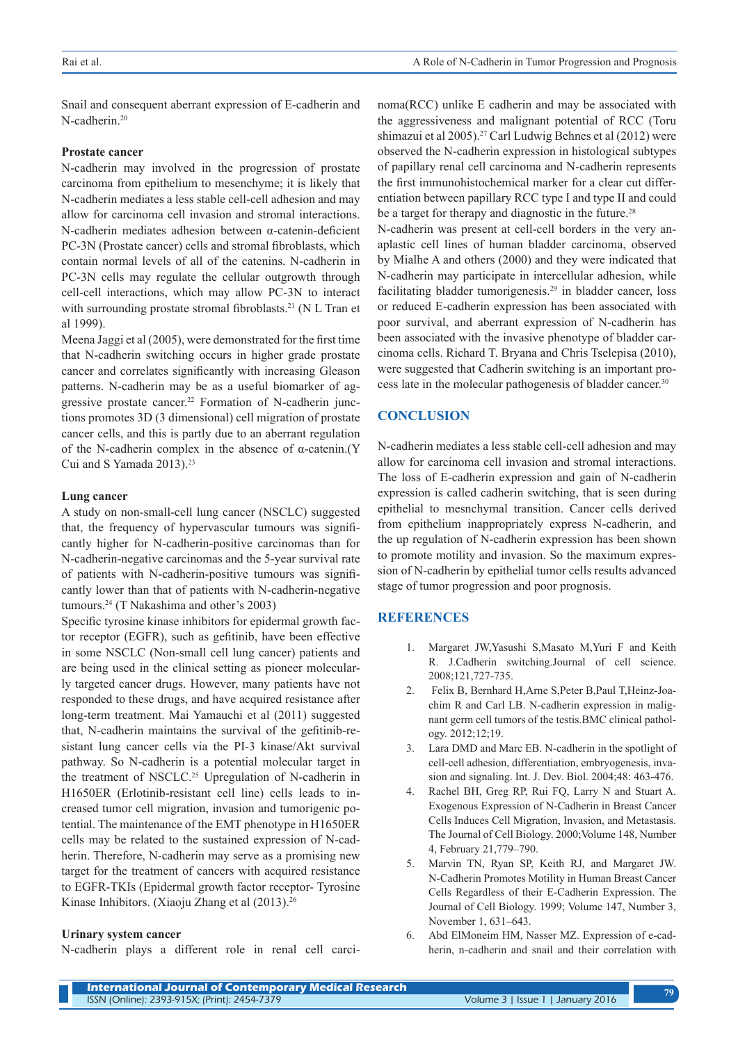Snail and consequent aberrant expression of E-cadherin and N-cadherin.[20]

**Prostate cancer**

N-cadherin may involved in the progression of prostate carcinoma from epithelium to mesenchyme; it is likely that N-cadherin mediates a less stable cell-cell adhesion and may allow for carcinoma cell invasion and stromal interactions. N-cadherin mediates adhesion between α-catenin-deficient PC-3N (Prostate cancer) cells and stromal fibroblasts, which contain normal levels of all of the catenins. N-cadherin in PC-3N cells may regulate the cellular outgrowth through cell-cell interactions, which may allow PC-3N to interact with surrounding prostate stromal fibroblasts.[21] (N L Tran et al 1999).

Meena Jaggi et al (2005), were demonstrated for the first time that N-cadherin switching occurs in higher grade prostate cancer and correlates significantly with increasing Gleason patterns. N-cadherin may be as a useful biomarker of aggressive prostate cancer.[22] Formation of N-cadherin junctions promotes 3D (3 dimensional) cell migration of prostate cancer cells, and this is partly due to an aberrant regulation of the N-cadherin complex in the absence of α-catenin.(Y Cui and S Yamada 2013).[23]

**Lung cancer**

A study on non-small-cell lung cancer (NSCLC) suggested that, the frequency of hypervascular tumours was significantly higher for N-cadherin-positive carcinomas than for N-cadherin-negative carcinomas and the 5-year survival rate of patients with N-cadherin-positive tumours was significantly lower than that of patients with N-cadherin-negative tumours.[24] (T Nakashima and other's 2003)

Specific tyrosine kinase inhibitors for epidermal growth factor receptor (EGFR), such as gefitinib, have been effective in some NSCLC (Non-small cell lung cancer) patients and are being used in the clinical setting as pioneer molecularly targeted cancer drugs. However, many patients have not responded to these drugs, and have acquired resistance after long-term treatment. Mai Yamauchi et al (2011) suggested that, N-cadherin maintains the survival of the gefitinib-resistant lung cancer cells via the PI-3 kinase/Akt survival pathway. So N-cadherin is a potential molecular target in the treatment of NSCLC.[25] Upregulation of N-cadherin in H1650ER (Erlotinib-resistant cell line) cells leads to increased tumor cell migration, invasion and tumorigenic potential. The maintenance of the EMT phenotype in H1650ER cells may be related to the sustained expression of N-cadherin. Therefore, N-cadherin may serve as a promising new target for the treatment of cancers with acquired resistance to EGFR-TKIs (Epidermal growth factor receptor- Tyrosine Kinase Inhibitors. (Xiaoju Zhang et al (2013).[26]

**Urinary system cancer**

N-cadherin plays a different role in renal cell carcinoma(RCC) unlike E cadherin and may be associated with the aggressiveness and malignant potential of RCC (Toru shimazui et al 2005).[27] Carl Ludwig Behnes et al (2012) were observed the N-cadherin expression in histological subtypes of papillary renal cell carcinoma and N-cadherin represents the first immunohistochemical marker for a clear cut differentiation between papillary RCC type I and type II and could be a target for therapy and diagnostic in the future.[28]

N-cadherin was present at cell-cell borders in the very anaplastic cell lines of human bladder carcinoma, observed by Mialhe A and others (2000) and they were indicated that N-cadherin may participate in intercellular adhesion, while facilitating bladder tumorigenesis.[29] in bladder cancer, loss or reduced E-cadherin expression has been associated with poor survival, and aberrant expression of N-cadherin has been associated with the invasive phenotype of bladder carcinoma cells. Richard T. Bryana and Chris Tselepisa (2010), were suggested that Cadherin switching is an important process late in the molecular pathogenesis of bladder cancer.[30]

## CONCLUSION

N-cadherin mediates a less stable cell-cell adhesion and may allow for carcinoma cell invasion and stromal interactions. The loss of E-cadherin expression and gain of N-cadherin expression is called cadherin switching, that is seen during epithelial to mesnchymal transition. Cancer cells derived from epithelium inappropriately express N-cadherin, and the up regulation of N-cadherin expression has been shown to promote motility and invasion. So the maximum expression of N-cadherin by epithelial tumor cells results advanced stage of tumor progression and poor prognosis.

## REFERENCES

1. Margaret JW,Yasushi S,Masato M,Yuri F and Keith R. J.Cadherin switching.Journal of cell science. 2008;121,727-735.
2. Felix B, Bernhard H,Arne S,Peter B,Paul T,Heinz-Joachim R and Carl LB. N-cadherin expression in malignant germ cell tumors of the testis.BMC clinical pathology. 2012;12;19.
3. Lara DMD and Marc EB. N-cadherin in the spotlight of cell-cell adhesion, differentiation, embryogenesis, invasion and signaling. Int. J. Dev. Biol. 2004;48: 463-476.
4. Rachel BH, Greg RP, Rui FQ, Larry N and Stuart A. Exogenous Expression of N-Cadherin in Breast Cancer Cells Induces Cell Migration, Invasion, and Metastasis. The Journal of Cell Biology. 2000;Volume 148, Number 4, February 21,779–790.
5. Marvin TN, Ryan SP, Keith RJ, and Margaret JW. N-Cadherin Promotes Motility in Human Breast Cancer Cells Regardless of their E-Cadherin Expression. The Journal of Cell Biology. 1999; Volume 147, Number 3, November 1, 631–643.
6. Abd ElMoneim HM, Nasser MZ. Expression of e-cadherin, n-cadherin and snail and their correlation with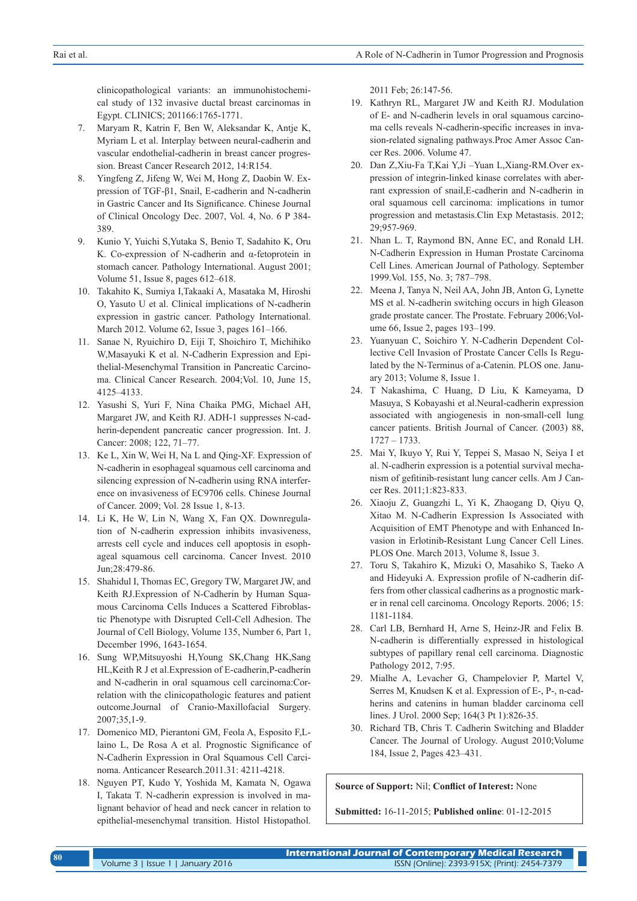clinicopathological variants: an immunohistochemical study of 132 invasive ductal breast carcinomas in Egypt. CLINICS; 201166:1765-1771.

7. Maryam R, Katrin F, Ben W, Aleksandar K, Antje K, Myriam L et al. Interplay between neural-cadherin and vascular endothelial-cadherin in breast cancer progression. Breast Cancer Research 2012, 14:R154.
8. Yingfeng Z, Jifeng W, Wei M, Hong Z, Daobin W. Expression of TGF-β1, Snail, E-cadherin and N-cadherin in Gastric Cancer and Its Significance. Chinese Journal of Clinical Oncology Dec. 2007, Vol. 4, No. 6 P 384-389.
9. Kunio Y, Yuichi S,Yutaka S, Benio T, Sadahito K, Oru K. Co-expression of N-cadherin and α-fetoprotein in stomach cancer. Pathology International. August 2001; Volume 51, Issue 8, pages 612–618.
10. Takahito K, Sumiya I,Takaaki A, Masataka M, Hiroshi O, Yasuto U et al. Clinical implications of N-cadherin expression in gastric cancer. Pathology International. March 2012. Volume 62, Issue 3, pages 161–166.
11. Sanae N, Ryuichiro D, Eiji T, Shoichiro T, Michihiko W,Masayuki K et al. N-Cadherin Expression and Epithelial-Mesenchymal Transition in Pancreatic Carcinoma. Clinical Cancer Research. 2004;Vol. 10, June 15, 4125–4133.
12. Yasushi S, Yuri F, Nina Chaika PMG, Michael AH, Margaret JW, and Keith RJ. ADH-1 suppresses N-cadherin-dependent pancreatic cancer progression. Int. J. Cancer: 2008; 122, 71–77.
13. Ke L, Xin W, Wei H, Na L and Qing-XF. Expression of N-cadherin in esophageal squamous cell carcinoma and silencing expression of N-cadherin using RNA interference on invasiveness of EC9706 cells. Chinese Journal of Cancer. 2009; Vol. 28 Issue 1, 8-13.
14. Li K, He W, Lin N, Wang X, Fan QX. Downregulation of N-cadherin expression inhibits invasiveness, arrests cell cycle and induces cell apoptosis in esophageal squamous cell carcinoma. Cancer Invest. 2010 Jun;28:479-86.
15. Shahidul I, Thomas EC, Gregory TW, Margaret JW, and Keith RJ.Expression of N-Cadherin by Human Squamous Carcinoma Cells Induces a Scattered Fibroblastic Phenotype with Disrupted Cell-Cell Adhesion. The Journal of Cell Biology, Volume 135, Number 6, Part 1, December 1996, 1643-1654.
16. Sung WP,Mitsuyoshi H,Young SK,Chang HK,Sang HL,Keith R J et al.Expression of E-cadherin,P-cadherin and N-cadherin in oral squamous cell carcinoma:Correlation with the clinicopathologic features and patient outcome.Journal of Cranio-Maxillofacial Surgery. 2007;35,1-9.
17. Domenico MD, Pierantoni GM, Feola A, Esposito F,Llaino L, De Rosa A et al. Prognostic Significance of N-Cadherin Expression in Oral Squamous Cell Carcinoma. Anticancer Research.2011.31: 4211-4218.
18. Nguyen PT, Kudo Y, Yoshida M, Kamata N, Ogawa I, Takata T. N-cadherin expression is involved in malignant behavior of head and neck cancer in relation to epithelial-mesenchymal transition. Histol Histopathol. 2011 Feb; 26:147-56.
19. Kathryn RL, Margaret JW and Keith RJ. Modulation of E- and N-cadherin levels in oral squamous carcinoma cells reveals N-cadherin-specific increases in invasion-related signaling pathways.Proc Amer Assoc Cancer Res. 2006. Volume 47.
20. Dan Z,Xiu-Fa T,Kai Y,Ji –Yuan L,Xiang-RM.Over expression of integrin-linked kinase correlates with aberrant expression of snail,E-cadherin and N-cadherin in oral squamous cell carcinoma: implications in tumor progression and metastasis.Clin Exp Metastasis. 2012; 29;957-969.
21. Nhan L. T, Raymond BN, Anne EC, and Ronald LH. N-Cadherin Expression in Human Prostate Carcinoma Cell Lines. American Journal of Pathology. September 1999.Vol. 155, No. 3; 787–798.
22. Meena J, Tanya N, Neil AA, John JB, Anton G, Lynette MS et al. N-cadherin switching occurs in high Gleason grade prostate cancer. The Prostate. February 2006;Volume 66, Issue 2, pages 193–199.
23. Yuanyuan C, Soichiro Y. N-Cadherin Dependent Collective Cell Invasion of Prostate Cancer Cells Is Regulated by the N-Terminus of a-Catenin. PLOS one. January 2013; Volume 8, Issue 1.
24. T Nakashima, C Huang, D Liu, K Kameyama, D Masuya, S Kobayashi et al.Neural-cadherin expression associated with angiogenesis in non-small-cell lung cancer patients. British Journal of Cancer. (2003) 88, 1727 – 1733.
25. Mai Y, Ikuyo Y, Rui Y, Teppei S, Masao N, Seiya I et al. N-cadherin expression is a potential survival mechanism of gefitinib-resistant lung cancer cells. Am J Cancer Res. 2011;1:823-833.
26. Xiaoju Z, Guangzhi L, Yi K, Zhaogang D, Qiyu Q, Xitao M. N-Cadherin Expression Is Associated with Acquisition of EMT Phenotype and with Enhanced Invasion in Erlotinib-Resistant Lung Cancer Cell Lines. PLOS One. March 2013, Volume 8, Issue 3.
27. Toru S, Takahiro K, Mizuki O, Masahiko S, Taeko A and Hideyuki A. Expression profile of N-cadherin differs from other classical cadherins as a prognostic marker in renal cell carcinoma. Oncology Reports. 2006; 15: 1181-1184.
28. Carl LB, Bernhard H, Arne S, Heinz-JR and Felix B. N-cadherin is differentially expressed in histological subtypes of papillary renal cell carcinoma. Diagnostic Pathology 2012, 7:95.
29. Mialhe A, Levacher G, Champelovier P, Martel V, Serres M, Knudsen K et al. Expression of E-, P-, n-cadherins and catenins in human bladder carcinoma cell lines. J Urol. 2000 Sep; 164(3 Pt 1):826-35.
30. Richard TB, Chris T. Cadherin Switching and Bladder Cancer. The Journal of Urology. August 2010;Volume 184, Issue 2, Pages 423–431.

**Source of Support:** Nil; **Conflict of Interest:** None

**Submitted:** 16-11-2015; **Published online**: 01-12-2015